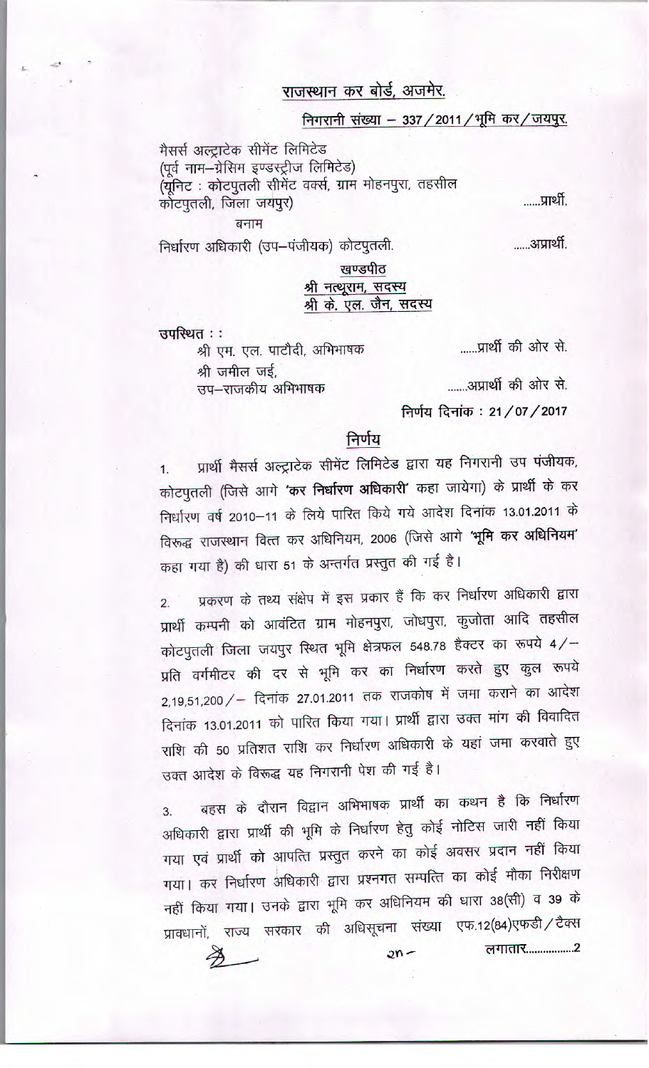## राजस्थान कर बोर्ड, अजमेर.

### निगरानी संख्या – 337/2011/भूमि कर/जयपुर.

मैसर्स अल्ट्राटेक सीमेंट लिमिटेड
(पूर्व नाम–ग्रेसिम इण्डस्ट्रीज लिमिटेड)
(यूनिट : कोटपुतली सीमेंट वर्क्स, ग्राम मोहनपुरा, तहसील कोटपुतली, जिला जयपुर) ......प्रार्थी.

बनाम

निर्धारण अधिकारी (उप–पंजीयक) कोटपुतली. ......अप्रार्थी.

खण्डपीठ
श्री नत्थूराम, सदस्य
श्री के. एल. जैन, सदस्य

उपस्थित : :

श्री एम. एल. पाटौदी, अभिभाषक ......प्रार्थी की ओर से.

श्री जमील जई,
उप–राजकीय अभिभाषक .......अप्रार्थी की ओर से.

निर्णय दिनांक : 21/07/2017

## निर्णय

1. प्रार्थी मैसर्स अल्ट्राटेक सीमेंट लिमिटेड द्वारा यह निगरानी उप पंजीयक, कोटपुतली (जिसे आगे **'कर निर्धारण अधिकारी'** कहा जायेगा) के प्रार्थी के कर निर्धारण वर्ष 2010–11 के लिये पारित किये गये आदेश दिनांक 13.01.2011 के विरूद्ध राजस्थान वित्त कर अधिनियम, 2006 (जिसे आगे **'भूमि कर अधिनियम'** कहा गया है) की धारा 51 के अन्तर्गत प्रस्तुत की गई है।

2. प्रकरण के तथ्य संक्षेप में इस प्रकार हैं कि कर निर्धारण अधिकारी द्वारा प्रार्थी कम्पनी को आवंटित ग्राम मोहनपुरा, जोधपुरा, कुजोता आदि तहसील कोटपुतली जिला जयपुर स्थित भूमि क्षेत्रफल 548.78 हैक्टर का रूपये 4/– प्रति वर्गमीटर की दर से भूमि कर का निर्धारण करते हुए कुल रूपये 2,19,51,200/– दिनांक 27.01.2011 तक राजकोष में जमा कराने का आदेश दिनांक 13.01.2011 को पारित किया गया। प्रार्थी द्वारा उक्त मांग की विवादित राशि की 50 प्रतिशत राशि कर निर्धारण अधिकारी के यहां जमा करवाते हुए उक्त आदेश के विरूद्ध यह निगरानी पेश की गई है।

3. बहस के दौरान विद्वान अभिभाषक प्रार्थी का कथन है कि निर्धारण अधिकारी द्वारा प्रार्थी की भूमि के निर्धारण हेतु कोई नोटिस जारी नहीं किया गया एवं प्रार्थी को आपत्ति प्रस्तुत करने का कोई अवसर प्रदान नहीं किया गया। कर निर्धारण अधिकारी द्वारा प्रश्नगत सम्पत्ति का कोई मौका निरीक्षण नहीं किया गया। उनके द्वारा भूमि कर अधिनियम की धारा 38(सी) व 39 के प्रावधानों, राज्य सरकार की अधिसूचना संख्या एफ.12(84)एफडी/टैक्स

लगातार.................2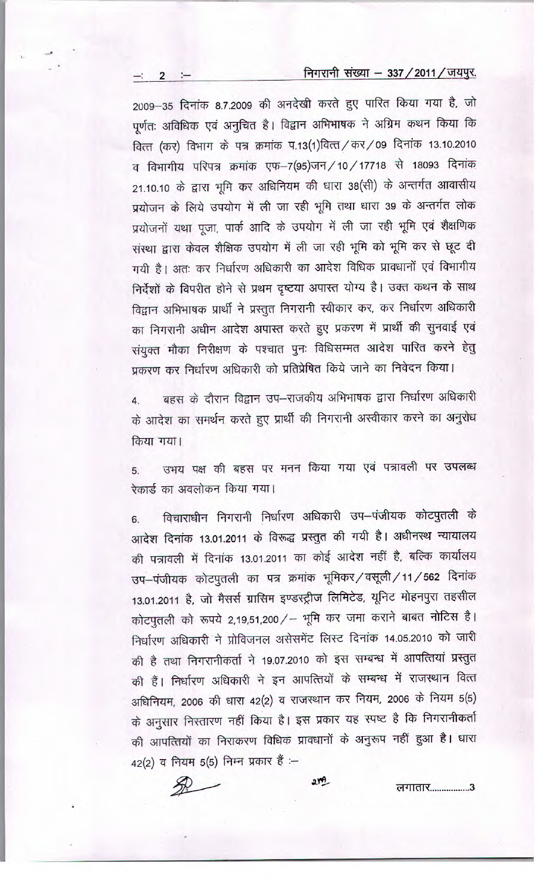2009–35 दिनांक 8.7.2009 की अनदेखी करते हुए पारित किया गया है, जो पूर्णतः अविधिक एवं अनुचित है। विद्वान अभिभाषक ने अग्रिम कथन किया कि वित्त (कर) विभाग के पत्र क्रमांक प.13(1)वित्त/कर/09 दिनांक 13.10.2010 व विभागीय परिपत्र क्रमांक एफ–7(95)जन/10/17718 से 18093 दिनांक 21.10.10 के द्वारा भूमि कर अधिनियम की धारा 38(सी) के अन्तर्गत आवासीय प्रयोजन के लिये उपयोग में ली जा रही भूमि तथा धारा 39 के अन्तर्गत लोक प्रयोजनों यथा पूजा, पार्क आदि के उपयोग में ली जा रही भूमि एवं शैक्षणिक संस्था द्वारा केवल शैक्षिक उपयोग में ली जा रही भूमि को भूमि कर से छूट दी गयी है। अतः कर निर्धारण अधिकारी का आदेश विधिक प्रावधानों एवं विभागीय निर्देशों के विपरीत होने से प्रथम दृष्टया अपास्त योग्य है। उक्त कथन के साथ विद्वान अभिभाषक प्रार्थी ने प्रस्तुत निगरानी स्वीकार कर, कर निर्धारण अधिकारी का निगरानी अधीन आदेश अपास्त करते हुए प्रकरण में प्रार्थी की सुनवाई एवं संयुक्त मौका निरीक्षण के पश्चात पुनः विधिसम्मत आदेश पारित करने हेतु प्रकरण कर निर्धारण अधिकारी को प्रतिप्रेषित किये जाने का निवेदन किया।

4. बहस के दौरान विद्वान उप–राजकीय अभिभाषक द्वारा निर्धारण अधिकारी के आदेश का समर्थन करते हुए प्रार्थी की निगरानी अस्वीकार करने का अनुरोध किया गया।

5. उभय पक्ष की बहस पर मनन किया गया एवं पत्रावली पर उपलब्ध रेकार्ड का अवलोकन किया गया।

6. विचाराधीन निगरानी निर्धारण अधिकारी उप–पंजीयक कोटपुतली के आदेश दिनांक 13.01.2011 के विरूद्ध प्रस्तुत की गयी है। अधीनस्थ न्यायालय की पत्रावली में दिनांक 13.01.2011 का कोई आदेश नहीं है, बल्कि कार्यालय उप–पंजीयक कोटपुतली का पत्र क्रमांक भूमिकर/वसूली/11/562 दिनांक 13.01.2011 है, जो मैसर्स ग्रासिम इण्डस्ट्रीज लिमिटेड, यूनिट मोहनपुरा तहसील कोटपुतली को रूपये 2,19,51,200/– भूमि कर जमा कराने बाबत नोटिस है। निर्धारण अधिकारी ने प्रोविजनल असेसमेंट लिस्ट दिनांक 14.05.2010 को जारी की है तथा निगरानीकर्ता ने 19.07.2010 को इस सम्बन्ध में आपत्तियां प्रस्तुत की हैं। निर्धारण अधिकारी ने इन आपत्तियों के सम्बन्ध में राजस्थान वित्त अधिनियम, 2006 की धारा 42(2) व राजस्थान कर नियम, 2006 के नियम 5(5) के अनुसार निस्तारण नहीं किया है। इस प्रकार यह स्पष्ट है कि निगरानीकर्ता की आपत्तियों का निराकरण विधिक प्रावधानों के अनुरूप नहीं हुआ है। धारा 42(2) व नियम 5(5) निम्न प्रकार हैं :–

लगातार.................3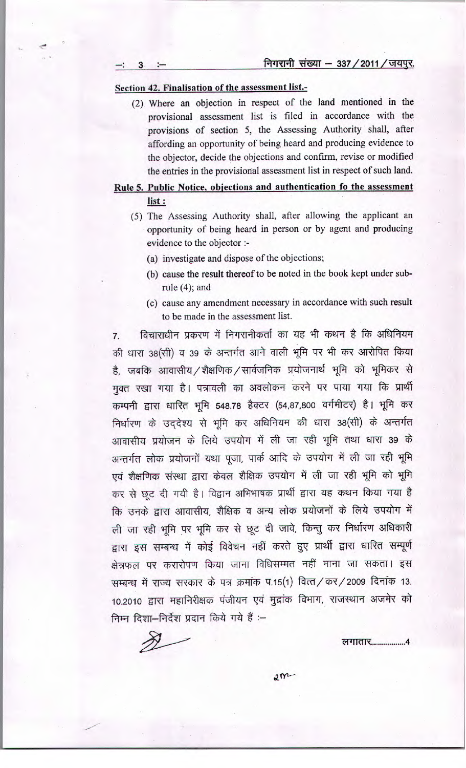**Section 42. Finalisation of the assessment list.-**

(2) Where an objection in respect of the land mentioned in the provisional assessment list is filed in accordance with the provisions of section 5, the Assessing Authority shall, after affording an opportunity of being heard and producing evidence to the objector, decide the objections and confirm, revise or modified the entries in the provisional assessment list in respect of such land.

**Rule 5. Public Notice, objections and authentication fo the assessment list :**

(5) The Assessing Authority shall, after allowing the applicant an opportunity of being heard in person or by agent and producing evidence to the objector :-

(a) investigate and dispose of the objections;

(b) cause the result thereof to be noted in the book kept under sub-rule (4); and

(c) cause any amendment necessary in accordance with such result to be made in the assessment list.

7. विचाराधीन प्रकरण में निगरानीकर्ता का यह भी कथन है कि अधिनियम की धारा 38(सी) व 39 के अन्तर्गत आने वाली भूमि पर भी कर आरोपित किया है, जबकि आवासीय/शैक्षणिक/सार्वजनिक प्रयोजनार्थ भूमि को भूमिकर से मुक्त रखा गया है। पत्रावली का अवलोकन करने पर पाया गया कि प्रार्थी कम्पनी द्वारा धारित भूमि 548.78 हैक्टर (54,87,800 वर्गमीटर) है। भूमि कर निर्धारण के उद्देश्य से भूमि कर अधिनियम की धारा 38(सी) के अन्तर्गत आवासीय प्रयोजन के लिये उपयोग में ली जा रही भूमि तथा धारा 39 के अन्तर्गत लोक प्रयोजनों यथा पूजा, पार्क आदि के उपयोग में ली जा रही भूमि एवं शैक्षणिक संस्था द्वारा केवल शैक्षिक उपयोग में ली जा रही भूमि को भूमि कर से छूट दी गयी है। विद्वान अभिभाषक प्रार्थी द्वारा यह कथन किया गया है कि उनके द्वारा आवासीय, शैक्षिक व अन्य लोक प्रयोजनों के लिये उपयोग में ली जा रही भूमि पर भूमि कर से छूट दी जावे, किन्तु कर निर्धारण अधिकारी द्वारा इस सम्बन्ध में कोई विवेचन नहीं करते हुए प्रार्थी द्वारा धारित सम्पूर्ण क्षेत्रफल पर करारोपण किया जाना विधिसम्मत नहीं माना जा सकता। इस सम्बन्ध में राज्य सरकार के पत्र क्रमांक प.15(1) वित्त/कर/2009 दिनांक 13.10.2010 द्वारा महानिरीक्षक पंजीयन एवं मुद्रांक विभाग, राजस्थान अजमेर को निम्न दिशा–निर्देश प्रदान किये गये हैं :–

लगातार................4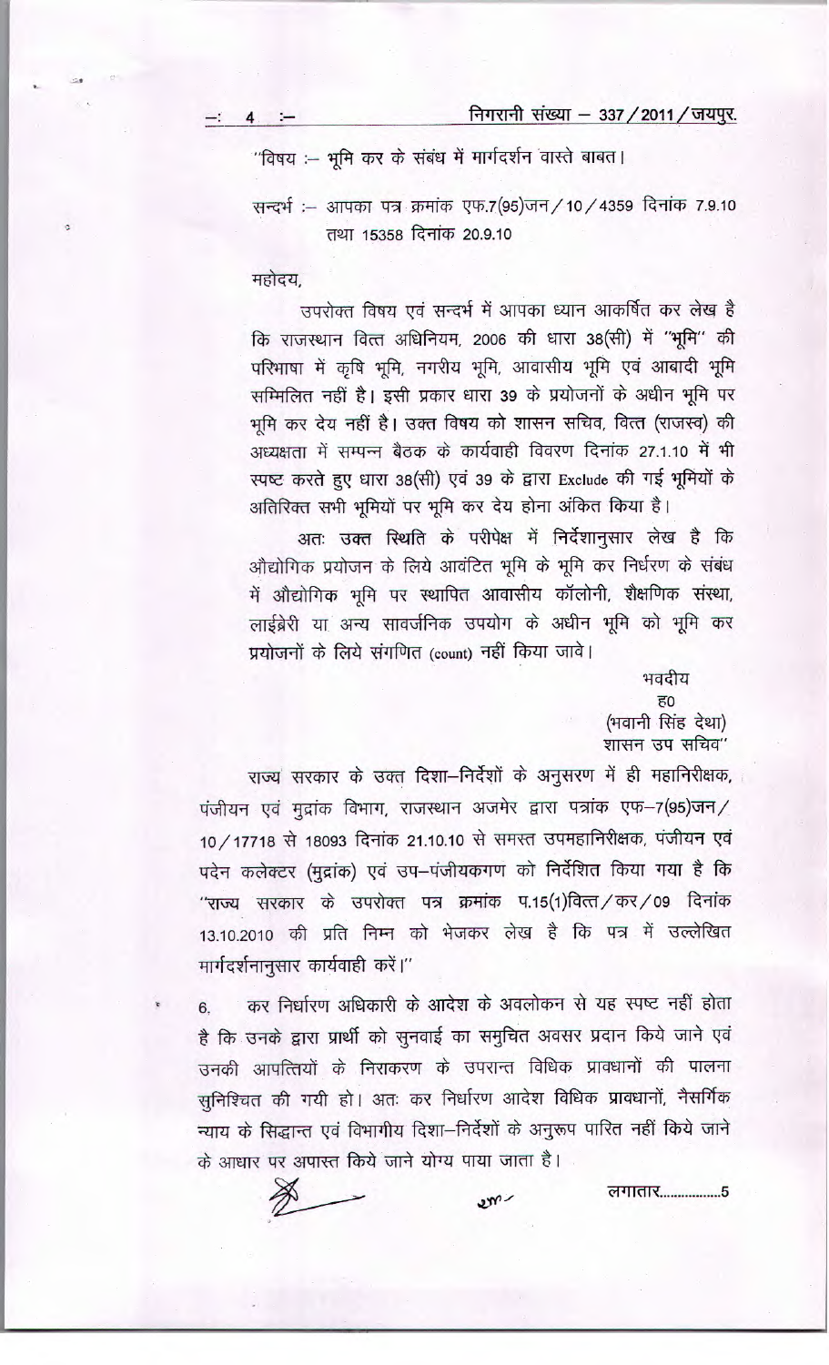"विषय :– भूमि कर के संबंध में मार्गदर्शन वास्ते बाबत।

सन्दर्भ :– आपका पत्र क्रमांक एफ.7(95)जन/10/4359 दिनांक 7.9.10 तथा 15358 दिनांक 20.9.10

महोदय,

उपरोक्त विषय एवं सन्दर्भ में आपका ध्यान आकर्षित कर लेख है कि राजस्थान वित्त अधिनियम, 2006 की धारा 38(सी) में "भूमि" की परिभाषा में कृषि भूमि, नगरीय भूमि, आवासीय भूमि एवं आबादी भूमि सम्मिलित नहीं है। इसी प्रकार धारा 39 के प्रयोजनों के अधीन भूमि पर भूमि कर देय नहीं है। उक्त विषय को शासन सचिव, वित्त (राजस्व) की अध्यक्षता में सम्पन्न बैठक के कार्यवाही विवरण दिनांक 27.1.10 में भी स्पष्ट करते हुए धारा 38(सी) एवं 39 के द्वारा Exclude की गई भूमियों के अतिरिक्त सभी भूमियों पर भूमि कर देय होना अंकित किया है।

अतः उक्त स्थिति के परीपेक्ष में निर्देशानुसार लेख है कि औद्योगिक प्रयोजन के लिये आवंटित भूमि के भूमि कर निर्धरण के संबंध में औद्योगिक भूमि पर स्थापित आवासीय कॉलोनी, शैक्षणिक संस्था, लाईब्रेरी या अन्य सार्वजनिक उपयोग के अधीन भूमि को भूमि कर प्रयोजनों के लिये संगणित (count) नहीं किया जावे।

भवदीय
ह0
(भवानी सिंह देथा)
शासन उप सचिव"

राज्य सरकार के उक्त दिशा–निर्देशों के अनुसरण में ही महानिरीक्षक, पंजीयन एवं मुद्रांक विभाग, राजस्थान अजमेर द्वारा पत्रांक एफ–7(95)जन/10/17718 से 18093 दिनांक 21.10.10 से समस्त उपमहानिरीक्षक, पंजीयन एवं पदेन कलेक्टर (मुद्रांक) एवं उप–पंजीयकगण को निर्देशित किया गया है कि "राज्य सरकार के उपरोक्त पत्र क्रमांक प.15(1)वित्त/कर/09 दिनांक 13.10.2010 की प्रति निम्न को भेजकर लेख है कि पत्र में उल्लेखित मार्गदर्शनानुसार कार्यवाही करें।"

6. कर निर्धारण अधिकारी के आदेश के अवलोकन से यह स्पष्ट नहीं होता है कि उनके द्वारा प्रार्थी को सुनवाई का समुचित अवसर प्रदान किये जाने एवं उनकी आपत्तियों के निराकरण के उपरान्त विधिक प्रावधानों की पालना सुनिश्चित की गयी हो। अतः कर निर्धारण आदेश विधिक प्रावधानों, नैसर्गिक न्याय के सिद्धान्त एवं विभागीय दिशा–निर्देशों के अनुरूप पारित नहीं किये जाने के आधार पर अपास्त किये जाने योग्य पाया जाता है।

लगातार.................5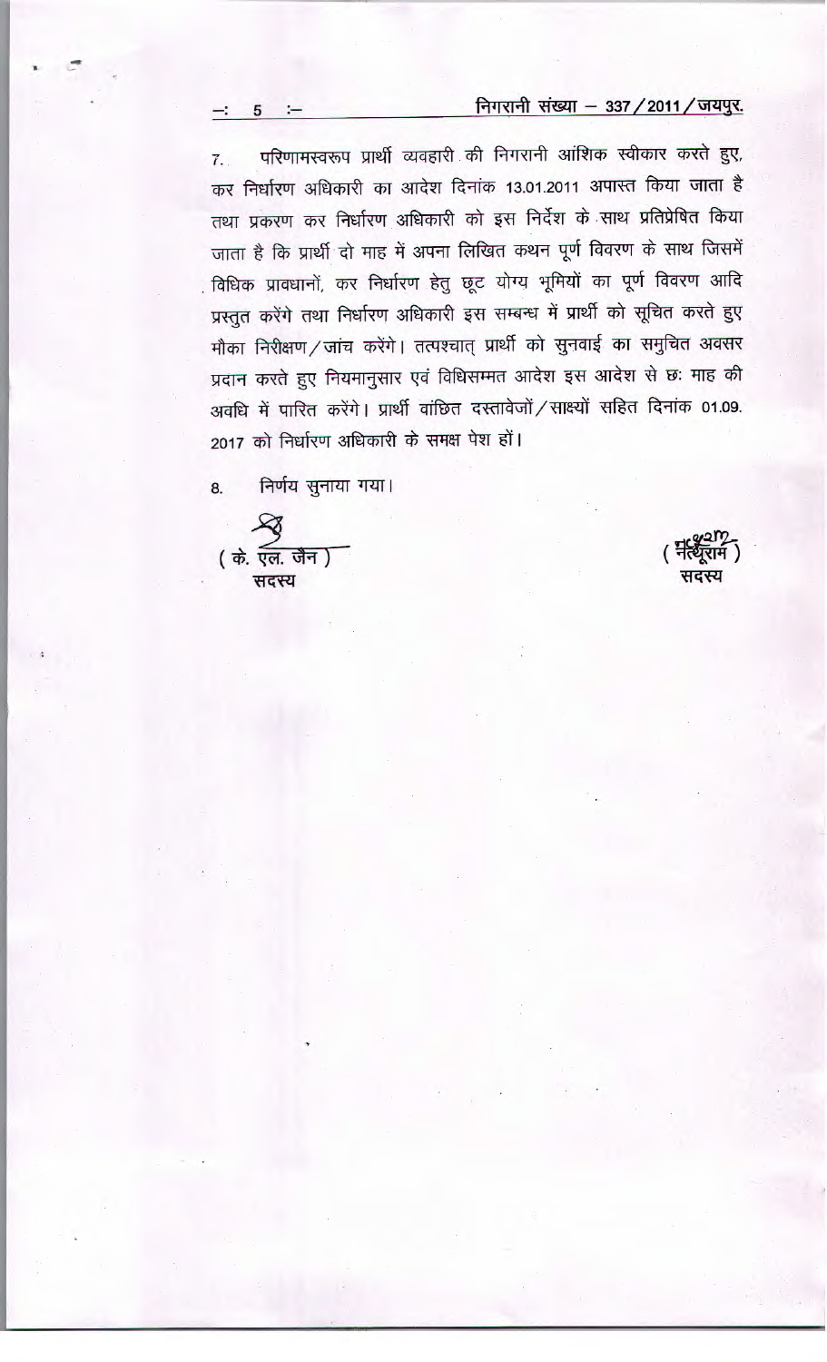7. परिणामस्वरूप प्रार्थी व्यवहारी की निगरानी आंशिक स्वीकार करते हुए, कर निर्धारण अधिकारी का आदेश दिनांक 13.01.2011 अपास्त किया जाता है तथा प्रकरण कर निर्धारण अधिकारी को इस निर्देश के साथ प्रतिप्रेषित किया जाता है कि प्रार्थी दो माह में अपना लिखित कथन पूर्ण विवरण के साथ जिसमें विधिक प्रावधानों, कर निर्धारण हेतु छूट योग्य भूमियों का पूर्ण विवरण आदि प्रस्तुत करेंगे तथा निर्धारण अधिकारी इस सम्बन्ध में प्रार्थी को सूचित करते हुए मौका निरीक्षण/जांच करेंगे। तत्पश्चात् प्रार्थी को सुनवाई का समुचित अवसर प्रदान करते हुए नियमानुसार एवं विधिसम्मत आदेश इस आदेश से छः माह की अवधि में पारित करेंगे। प्रार्थी वांछित दस्तावेजों/साक्ष्यों सहित दिनांक 01.09.2017 को निर्धारण अधिकारी के समक्ष पेश हों।

8. निर्णय सुनाया गया।

(के. एल. जैन)
सदस्य

(नत्थूराम)
सदस्य